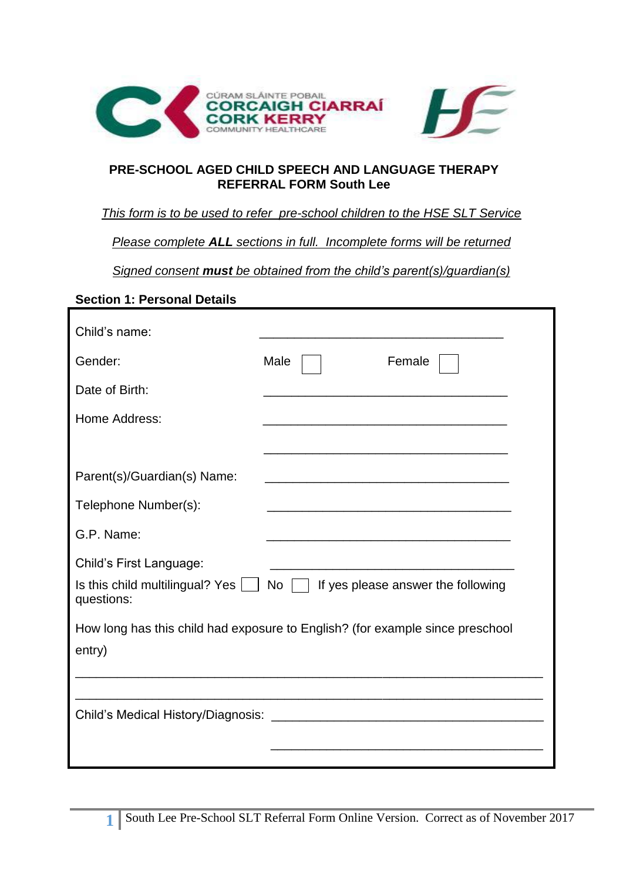CŪRAM SLÁINTE POBAIL
CORCAIGH CIARRAÍ
CORK KERRY
COMMUNITY HEALTHCARE

# PRE-SCHOOL AGED CHILD SPEECH AND LANGUAGE THERAPY REFERRAL FORM South Lee

*This form is to be used to refer pre-school children to the HSE SLT Service*

*Please complete **ALL** sections in full. Incomplete forms will be returned*

*Signed consent **must** be obtained from the child's parent(s)/guardian(s)*

## Section 1: Personal Details

Child's name: ___________________________________

Gender: Male ☐ Female ☐

Date of Birth: ___________________________________

Home Address: ___________________________________

___________________________________

Parent(s)/Guardian(s) Name: ___________________________________

Telephone Number(s): ___________________________________

G.P. Name: ___________________________________

Child's First Language: ___________________________________

Is this child multilingual? Yes ☐ No ☐ If yes please answer the following questions:

How long has this child had exposure to English? (for example since preschool entry)

_____________________________________________________________________

_____________________________________________________________________

Child's Medical History/Diagnosis: ___________________________________

___________________________________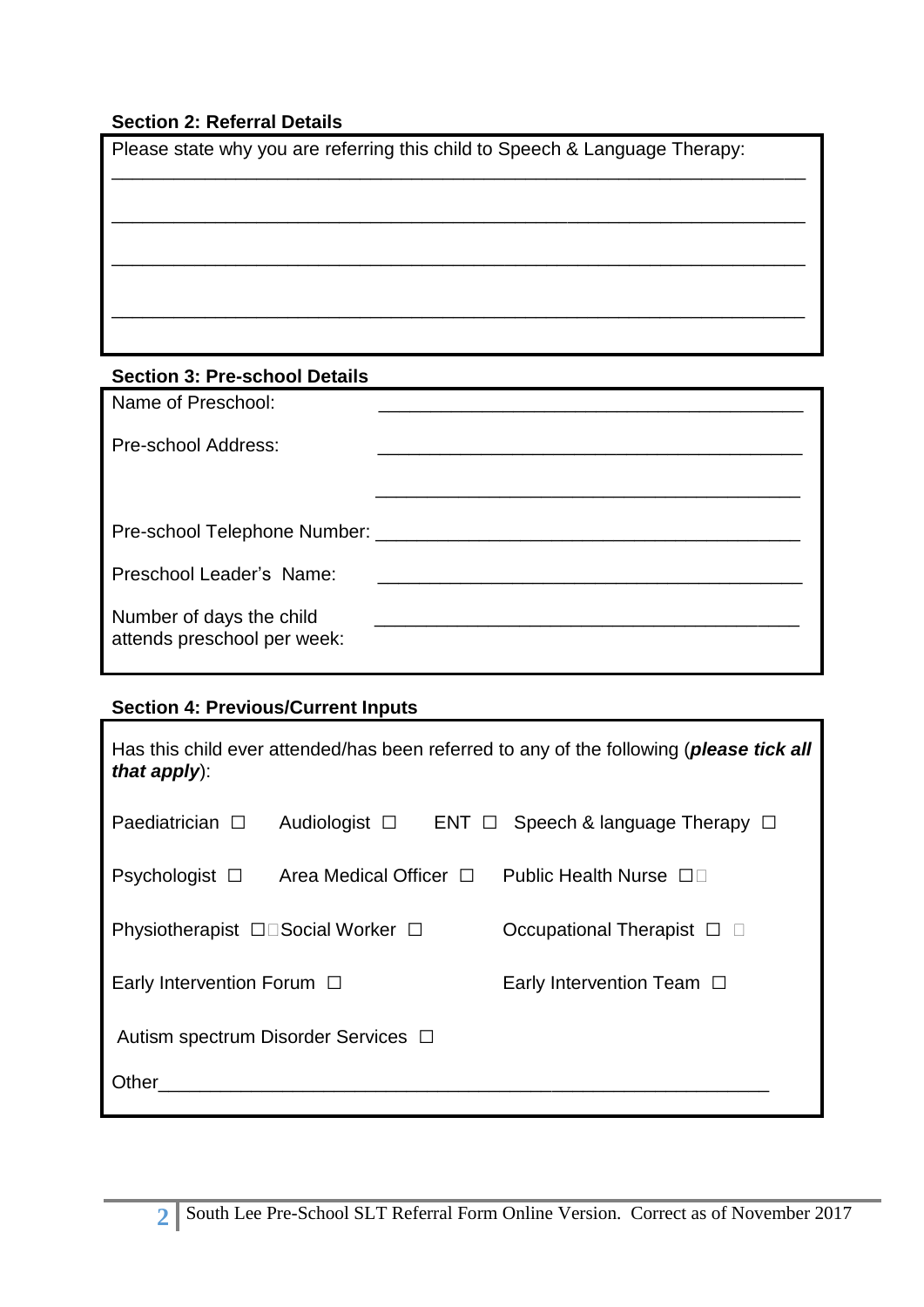**Section 2: Referral Details**

Please state why you are referring this child to Speech & Language Therapy:

_______________________________________________________________________

_______________________________________________________________________

_______________________________________________________________________

_______________________________________________________________________

**Section 3: Pre-school Details**

Name of Preschool: _________________________________________

Pre-school Address: _________________________________________

_________________________________________

Pre-school Telephone Number: _________________________________________

Preschool Leader's Name: _________________________________________

Number of days the child attends preschool per week: _________________________________________

**Section 4: Previous/Current Inputs**

Has this child ever attended/has been referred to any of the following (***please tick all that apply***):

Paediatrician ☐ Audiologist ☐ ENT ☐ Speech & language Therapy ☐

Psychologist ☐ Area Medical Officer ☐ Public Health Nurse ☐

Physiotherapist ☐ Social Worker ☐ Occupational Therapist ☐

Early Intervention Forum ☐ Early Intervention Team ☐

Autism spectrum Disorder Services ☐

Other_______________________________________________________________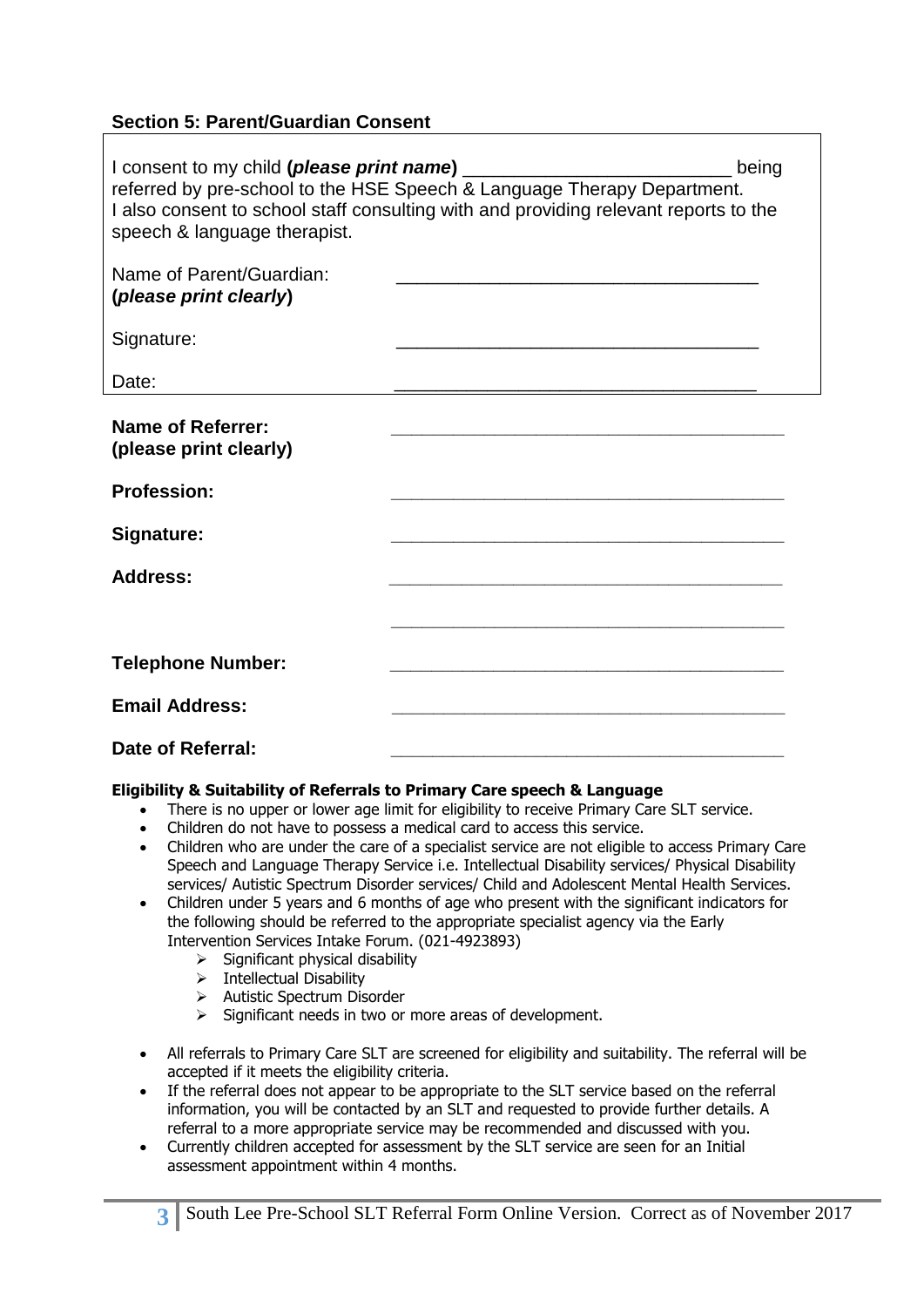## Section 5: Parent/Guardian Consent

I consent to my child (***please print name***) ___________________________ being referred by pre-school to the HSE Speech & Language Therapy Department. I also consent to school staff consulting with and providing relevant reports to the speech & language therapist.

Name of Parent/Guardian: (***please print clearly***) ___________________________________

Signature: ___________________________________

Date: ___________________________________

**Name of Referrer: (please print clearly)** ___________________________________

**Profession:** ___________________________________

**Signature:** ___________________________________

**Address:** ___________________________________

___________________________________

**Telephone Number:** ___________________________________

**Email Address:** ___________________________________

**Date of Referral:** ___________________________________

**Eligibility & Suitability of Referrals to Primary Care speech & Language**

- There is no upper or lower age limit for eligibility to receive Primary Care SLT service.
- Children do not have to possess a medical card to access this service.
- Children who are under the care of a specialist service are not eligible to access Primary Care Speech and Language Therapy Service i.e. Intellectual Disability services/ Physical Disability services/ Autistic Spectrum Disorder services/ Child and Adolescent Mental Health Services.
- Children under 5 years and 6 months of age who present with the significant indicators for the following should be referred to the appropriate specialist agency via the Early Intervention Services Intake Forum. (021-4923893)
  - Significant physical disability
  - Intellectual Disability
  - Autistic Spectrum Disorder
  - Significant needs in two or more areas of development.
- All referrals to Primary Care SLT are screened for eligibility and suitability. The referral will be accepted if it meets the eligibility criteria.
- If the referral does not appear to be appropriate to the SLT service based on the referral information, you will be contacted by an SLT and requested to provide further details. A referral to a more appropriate service may be recommended and discussed with you.
- Currently children accepted for assessment by the SLT service are seen for an Initial assessment appointment within 4 months.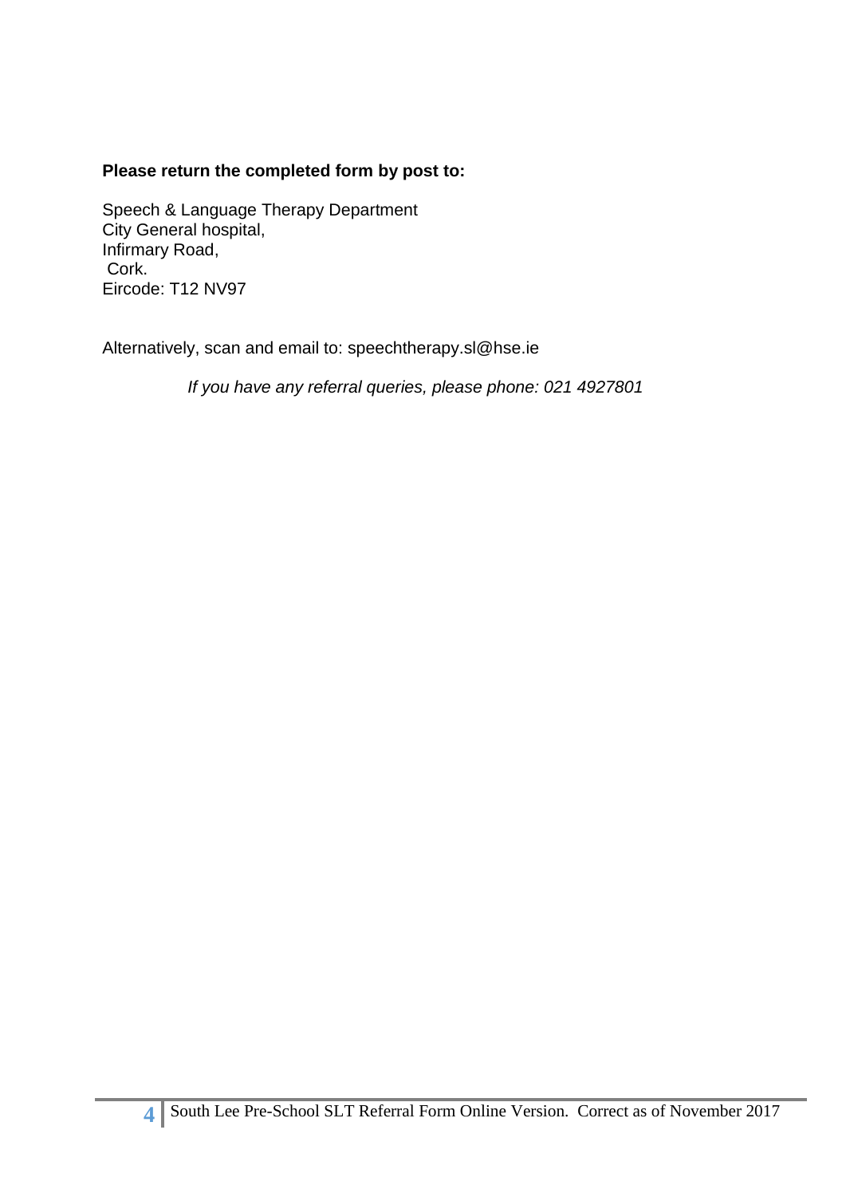**Please return the completed form by post to:**

Speech & Language Therapy Department
City General hospital,
Infirmary Road,
Cork.
Eircode: T12 NV97

Alternatively, scan and email to: speechtherapy.sl@hse.ie

*If you have any referral queries, please phone: 021 4927801*